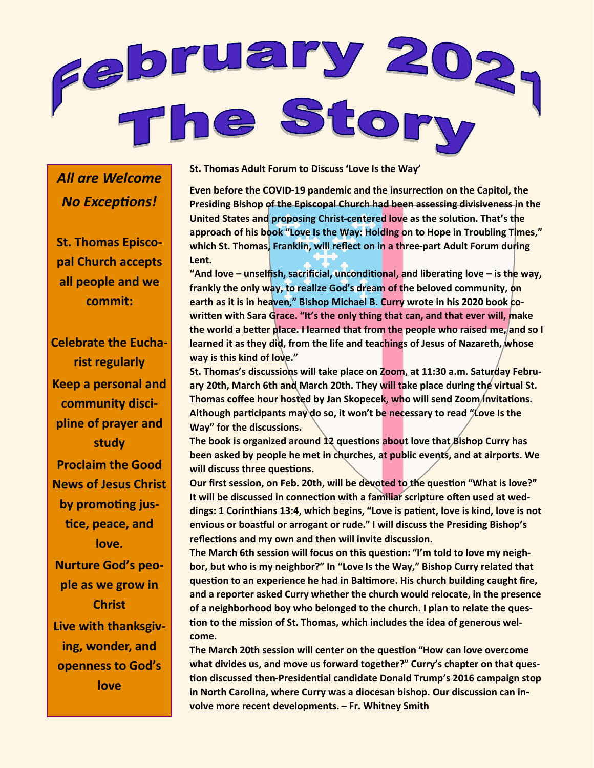# February 2021
# The Story

*All are Welcome*
*No Exceptions!*

**St. Thomas Episcopal Church accepts all people and we commit:**

**Celebrate the Eucharist regularly**
**Keep a personal and community discipline of prayer and study**
**Proclaim the Good News of Jesus Christ by promoting justice, peace, and love.**
**Nurture God's people as we grow in Christ**
**Live with thanksgiving, wonder, and openness to God's love**

## St. Thomas Adult Forum to Discuss 'Love Is the Way'

Even before the COVID-19 pandemic and the insurrection on the Capitol, the Presiding Bishop of the Episcopal Church had been assessing divisiveness in the United States and proposing Christ-centered love as the solution. That's the approach of his book "Love Is the Way: Holding on to Hope in Troubling Times," which St. Thomas, Franklin, will reflect on in a three-part Adult Forum during Lent.

"And love – unselfish, sacrificial, unconditional, and liberating love – is the way, frankly the only way, to realize God's dream of the beloved community, on earth as it is in heaven," Bishop Michael B. Curry wrote in his 2020 book co-written with Sara Grace. "It's the only thing that can, and that ever will, make the world a better place. I learned that from the people who raised me, and so I learned it as they did, from the life and teachings of Jesus of Nazareth, whose way is this kind of love."

St. Thomas's discussions will take place on Zoom, at 11:30 a.m. Saturday February 20th, March 6th and March 20th. They will take place during the virtual St. Thomas coffee hour hosted by Jan Skopecek, who will send Zoom invitations. Although participants may do so, it won't be necessary to read "Love Is the Way" for the discussions.

The book is organized around 12 questions about love that Bishop Curry has been asked by people he met in churches, at public events, and at airports. We will discuss three questions.

Our first session, on Feb. 20th, will be devoted to the question "What is love?" It will be discussed in connection with a familiar scripture often used at weddings: 1 Corinthians 13:4, which begins, "Love is patient, love is kind, love is not envious or boastful or arrogant or rude." I will discuss the Presiding Bishop's reflections and my own and then will invite discussion.

The March 6th session will focus on this question: "I'm told to love my neighbor, but who is my neighbor?" In "Love Is the Way," Bishop Curry related that question to an experience he had in Baltimore. His church building caught fire, and a reporter asked Curry whether the church would relocate, in the presence of a neighborhood boy who belonged to the church. I plan to relate the question to the mission of St. Thomas, which includes the idea of generous welcome.

The March 20th session will center on the question "How can love overcome what divides us, and move us forward together?" Curry's chapter on that question discussed then-Presidential candidate Donald Trump's 2016 campaign stop in North Carolina, where Curry was a diocesan bishop. Our discussion can involve more recent developments. – Fr. Whitney Smith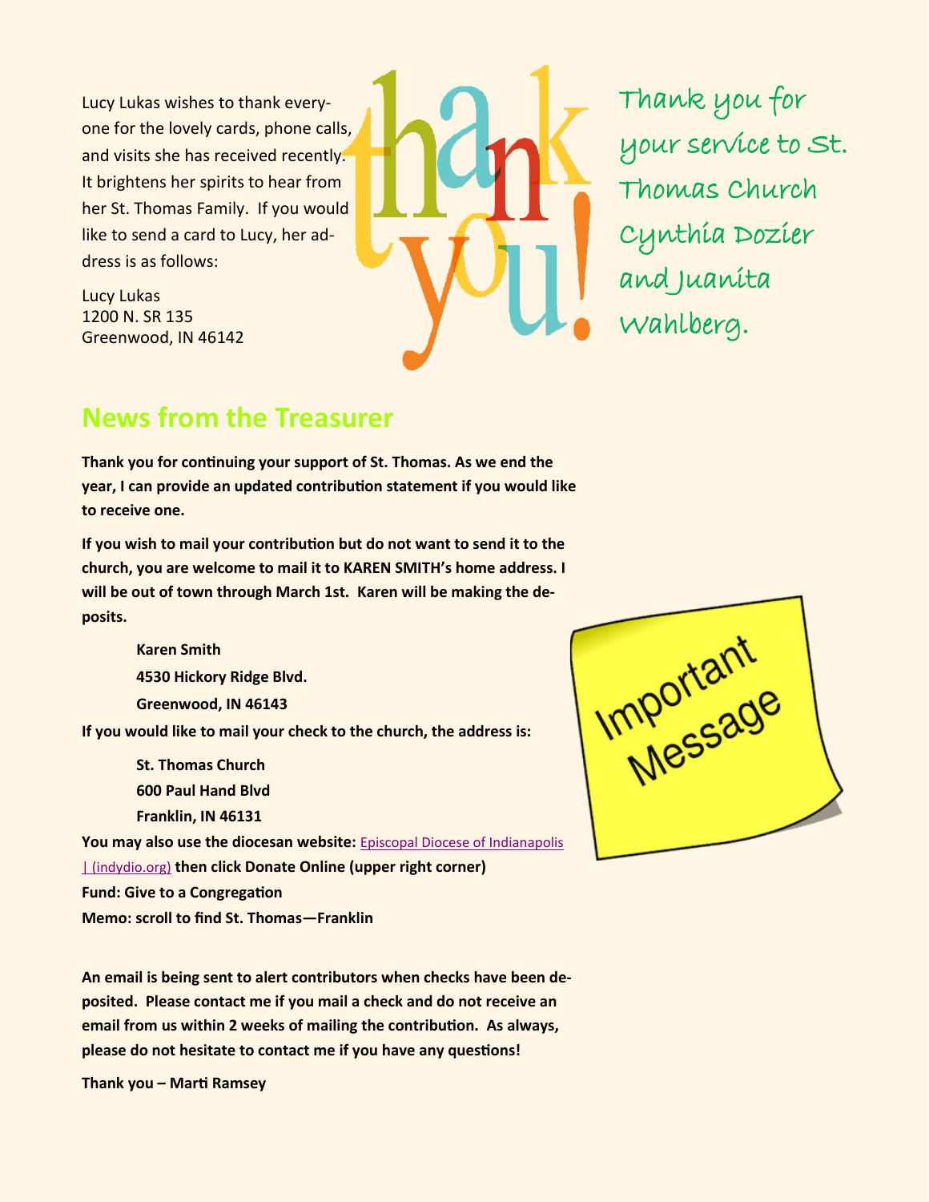Lucy Lukas wishes to thank everyone for the lovely cards, phone calls, and visits she has received recently. It brightens her spirits to hear from her St. Thomas Family. If you would like to send a card to Lucy, her address is as follows:

Lucy Lukas  
1200 N. SR 135  
Greenwood, IN 46142

thank you!

Thank you for your service to St. Thomas Church Cynthia Dozier and Juanita Wahlberg.

## News from the Treasurer

**Thank you for continuing your support of St. Thomas. As we end the year, I can provide an updated contribution statement if you would like to receive one.**

**If you wish to mail your contribution but do not want to send it to the church, you are welcome to mail it to KAREN SMITH's home address. I will be out of town through March 1st. Karen will be making the deposits.**

**Karen Smith**  
**4530 Hickory Ridge Blvd.**  
**Greenwood, IN 46143**

**If you would like to mail your check to the church, the address is:**

**St. Thomas Church**  
**600 Paul Hand Blvd**  
**Franklin, IN 46131**

**You may also use the diocesan website:** Episcopal Diocese of Indianapolis | (indydio.org) **then click Donate Online (upper right corner)**  
**Fund: Give to a Congregation**  
**Memo: scroll to find St. Thomas—Franklin**

Important Message

**An email is being sent to alert contributors when checks have been deposited. Please contact me if you mail a check and do not receive an email from us within 2 weeks of mailing the contribution. As always, please do not hesitate to contact me if you have any questions!**

**Thank you – Marti Ramsey**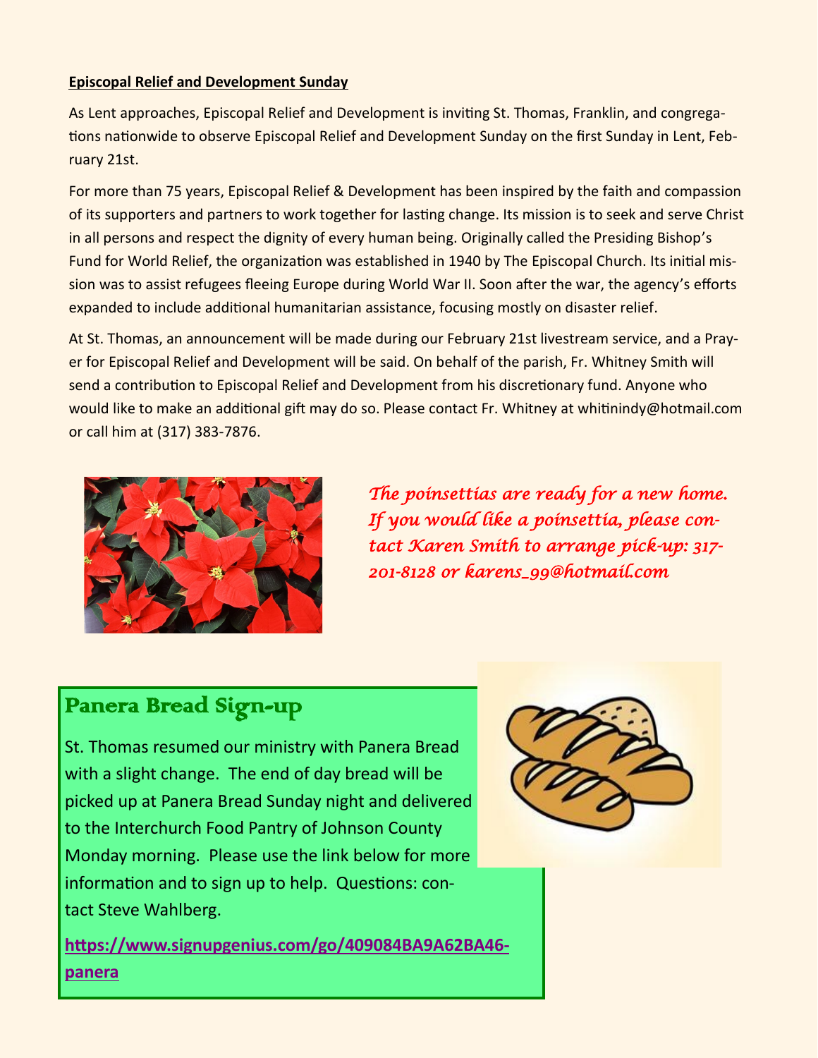**Episcopal Relief and Development Sunday**

As Lent approaches, Episcopal Relief and Development is inviting St. Thomas, Franklin, and congregations nationwide to observe Episcopal Relief and Development Sunday on the first Sunday in Lent, February 21st.

For more than 75 years, Episcopal Relief & Development has been inspired by the faith and compassion of its supporters and partners to work together for lasting change. Its mission is to seek and serve Christ in all persons and respect the dignity of every human being. Originally called the Presiding Bishop's Fund for World Relief, the organization was established in 1940 by The Episcopal Church. Its initial mission was to assist refugees fleeing Europe during World War II. Soon after the war, the agency's efforts expanded to include additional humanitarian assistance, focusing mostly on disaster relief.

At St. Thomas, an announcement will be made during our February 21st livestream service, and a Prayer for Episcopal Relief and Development will be said. On behalf of the parish, Fr. Whitney Smith will send a contribution to Episcopal Relief and Development from his discretionary fund. Anyone who would like to make an additional gift may do so. Please contact Fr. Whitney at whitinindy@hotmail.com or call him at (317) 383-7876.

*The poinsettias are ready for a new home. If you would like a poinsettia, please contact Karen Smith to arrange pick-up: 317-201-8128 or karens_99@hotmail.com*

## Panera Bread Sign-up

St. Thomas resumed our ministry with Panera Bread with a slight change. The end of day bread will be picked up at Panera Bread Sunday night and delivered to the Interchurch Food Pantry of Johnson County Monday morning. Please use the link below for more information and to sign up to help. Questions: contact Steve Wahlberg.

**https://www.signupgenius.com/go/409084BA9A62BA46-panera**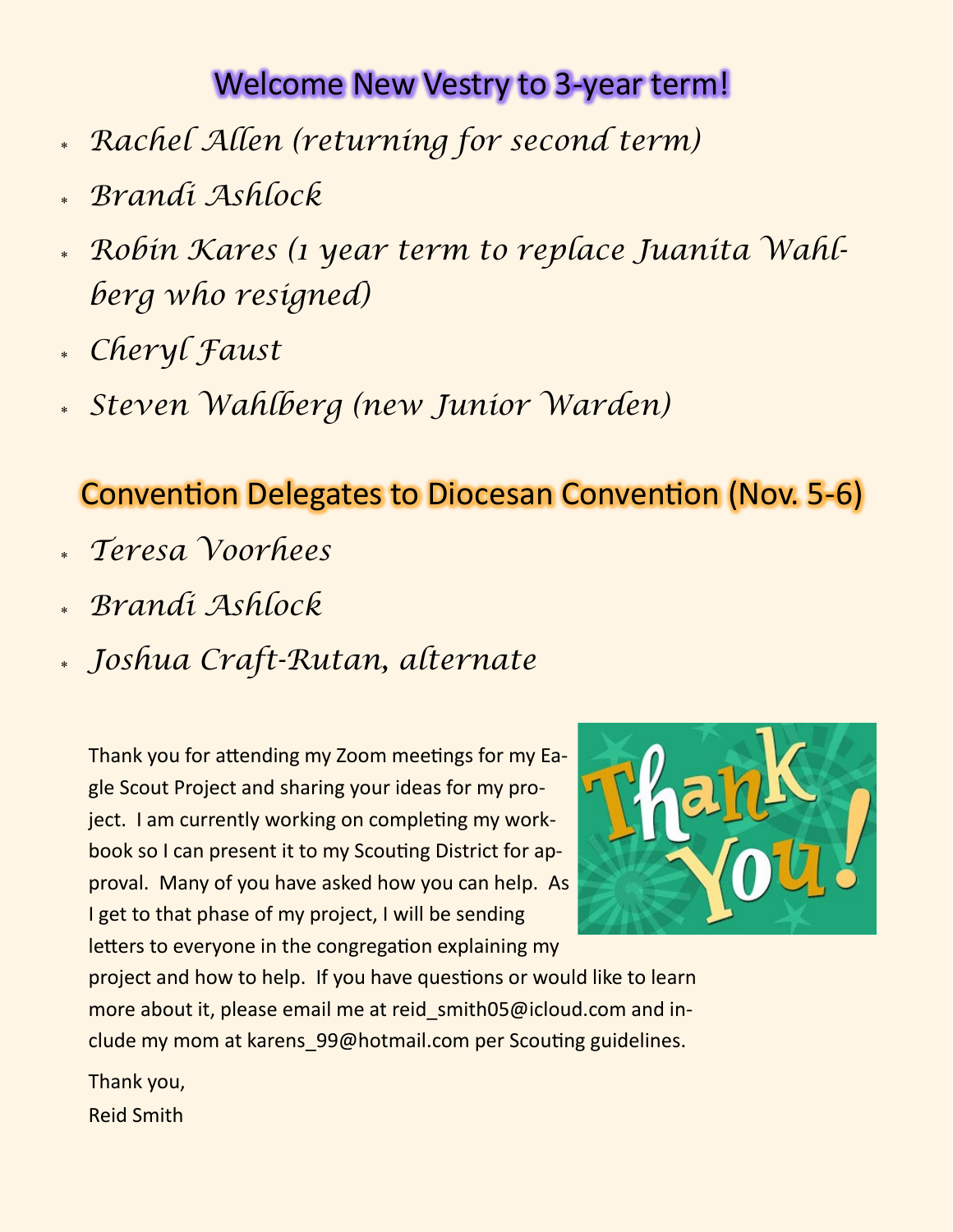## Welcome New Vestry to 3-year term!

- *Rachel Allen (returning for second term)*
- *Brandi Ashlock*
- *Robin Kares (1 year term to replace Juanita Wahlberg who resigned)*
- *Cheryl Faust*
- *Steven Wahlberg (new Junior Warden)*

## Convention Delegates to Diocesan Convention (Nov. 5-6)

- *Teresa Voorhees*
- *Brandi Ashlock*
- *Joshua Craft-Rutan, alternate*

Thank you for attending my Zoom meetings for my Eagle Scout Project and sharing your ideas for my project. I am currently working on completing my workbook so I can present it to my Scouting District for approval. Many of you have asked how you can help. As I get to that phase of my project, I will be sending letters to everyone in the congregation explaining my project and how to help. If you have questions or would like to learn more about it, please email me at reid_smith05@icloud.com and include my mom at karens_99@hotmail.com per Scouting guidelines.

Thank you,
Reid Smith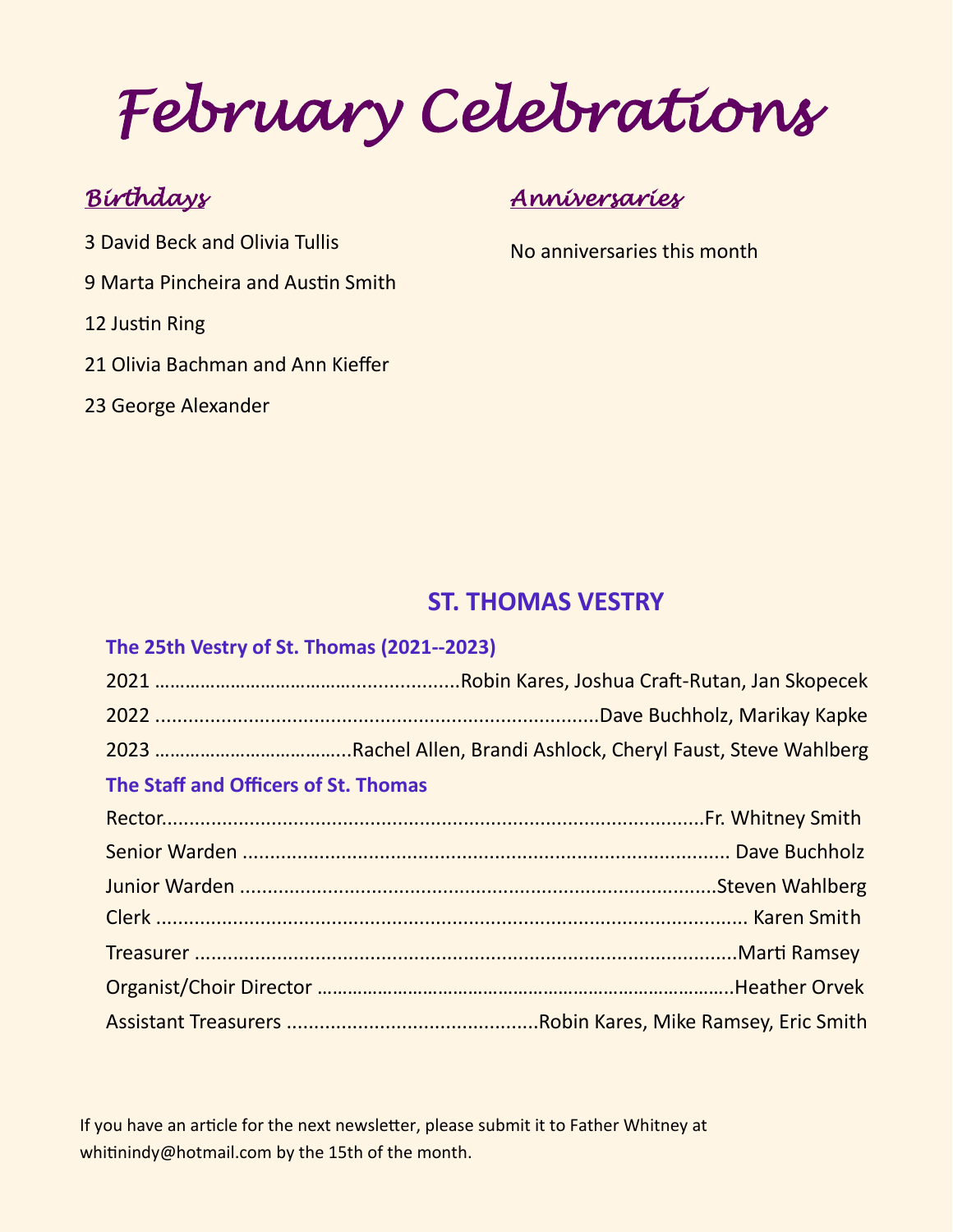# February Celebrations

## Birthdays

3 David Beck and Olivia Tullis

9 Marta Pincheira and Austin Smith

12 Justin Ring

21 Olivia Bachman and Ann Kieffer

23 George Alexander

## Anniversaries

No anniversaries this month

## ST. THOMAS VESTRY

### The 25th Vestry of St. Thomas (2021--2023)

2021 ……………………………….....................Robin Kares, Joshua Craft-Rutan, Jan Skopecek

2022 ...............................................................................Dave Buchholz, Marikay Kapke

2023 ………………………………..Rachel Allen, Brandi Ashlock, Cheryl Faust, Steve Wahlberg

### The Staff and Officers of St. Thomas

Rector...................................................................................Fr. Whitney Smith

Senior Warden ....................................................................................... Dave Buchholz

Junior Warden ...................................................................................Steven Wahlberg

Clerk ............................................................................................................ Karen Smith

Treasurer .........................................................................................Marti Ramsey

Organist/Choir Director ……………………………………………………………………..Heather Orvek

Assistant Treasurers ..............................................Robin Kares, Mike Ramsey, Eric Smith

If you have an article for the next newsletter, please submit it to Father Whitney at whitinindy@hotmail.com by the 15th of the month.